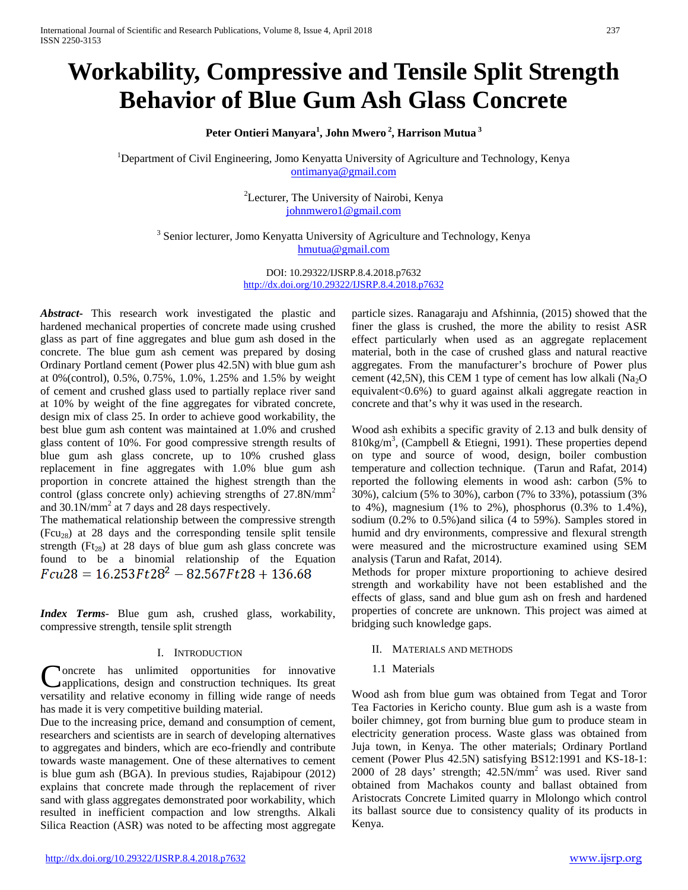# Workability, Compressive and Tensile Split Strength Behavior of Blue Gum Ash Glass Concrete

**Peter Ontieri Manyara[1], John Mwero [2], Harrison Mutua [3]**

[1]Department of Civil Engineering, Jomo Kenyatta University of Agriculture and Technology, Kenya
ontimanya@gmail.com

[2]Lecturer, The University of Nairobi, Kenya
johnmwero1@gmail.com

[3] Senior lecturer, Jomo Kenyatta University of Agriculture and Technology, Kenya
hmutua@gmail.com

DOI: 10.29322/IJSRP.8.4.2018.p7632
http://dx.doi.org/10.29322/IJSRP.8.4.2018.p7632

***Abstract***- This research work investigated the plastic and hardened mechanical properties of concrete made using crushed glass as part of fine aggregates and blue gum ash dosed in the concrete. The blue gum ash cement was prepared by dosing Ordinary Portland cement (Power plus 42.5N) with blue gum ash at 0%(control), 0.5%, 0.75%, 1.0%, 1.25% and 1.5% by weight of cement and crushed glass used to partially replace river sand at 10% by weight of the fine aggregates for vibrated concrete, design mix of class 25. In order to achieve good workability, the best blue gum ash content was maintained at 1.0% and crushed glass content of 10%. For good compressive strength results of blue gum ash glass concrete, up to 10% crushed glass replacement in fine aggregates with 1.0% blue gum ash proportion in concrete attained the highest strength than the control (glass concrete only) achieving strengths of 27.8N/mm$^2$ and 30.1N/mm$^2$ at 7 days and 28 days respectively.

The mathematical relationship between the compressive strength ($Fcu_{28}$) at 28 days and the corresponding tensile split tensile strength ($Ft_{28}$) at 28 days of blue gum ash glass concrete was found to be a binomial relationship of the Equation

$$Fcu28 = 16.253Ft28^2 - 82.567Ft28 + 136.68$$

***Index Terms***- Blue gum ash, crushed glass, workability, compressive strength, tensile split strength

## I. Introduction

Concrete has unlimited opportunities for innovative applications, design and construction techniques. Its great versatility and relative economy in filling wide range of needs has made it is very competitive building material.

Due to the increasing price, demand and consumption of cement, researchers and scientists are in search of developing alternatives to aggregates and binders, which are eco-friendly and contribute towards waste management. One of these alternatives to cement is blue gum ash (BGA). In previous studies, Rajabipour (2012) explains that concrete made through the replacement of river sand with glass aggregates demonstrated poor workability, which resulted in inefficient compaction and low strengths. Alkali Silica Reaction (ASR) was noted to be affecting most aggregate particle sizes. Ranagaraju and Afshinnia, (2015) showed that the finer the glass is crushed, the more the ability to resist ASR effect particularly when used as an aggregate replacement material, both in the case of crushed glass and natural reactive aggregates. From the manufacturer's brochure of Power plus cement (42,5N), this CEM 1 type of cement has low alkali ($Na_2O$ equivalent<0.6%) to guard against alkali aggregate reaction in concrete and that's why it was used in the research.

Wood ash exhibits a specific gravity of 2.13 and bulk density of 810kg/m$^3$, (Campbell & Etiegni, 1991). These properties depend on type and source of wood, design, boiler combustion temperature and collection technique. (Tarun and Rafat, 2014) reported the following elements in wood ash: carbon (5% to 30%), calcium (5% to 30%), carbon (7% to 33%), potassium (3% to 4%), magnesium (1% to 2%), phosphorus (0.3% to 1.4%), sodium (0.2% to 0.5%)and silica (4 to 59%). Samples stored in humid and dry environments, compressive and flexural strength were measured and the microstructure examined using SEM analysis (Tarun and Rafat, 2014).

Methods for proper mixture proportioning to achieve desired strength and workability have not been established and the effects of glass, sand and blue gum ash on fresh and hardened properties of concrete are unknown. This project was aimed at bridging such knowledge gaps.

## II. Materials and Methods

### 1.1 Materials

Wood ash from blue gum was obtained from Tegat and Toror Tea Factories in Kericho county. Blue gum ash is a waste from boiler chimney, got from burning blue gum to produce steam in electricity generation process. Waste glass was obtained from Juja town, in Kenya. The other materials; Ordinary Portland cement (Power Plus 42.5N) satisfying BS12:1991 and KS-18-1: 2000 of 28 days' strength; 42.5N/mm$^2$ was used. River sand obtained from Machakos county and ballast obtained from Aristocrats Concrete Limited quarry in Mlolongo which control its ballast source due to consistency quality of its products in Kenya.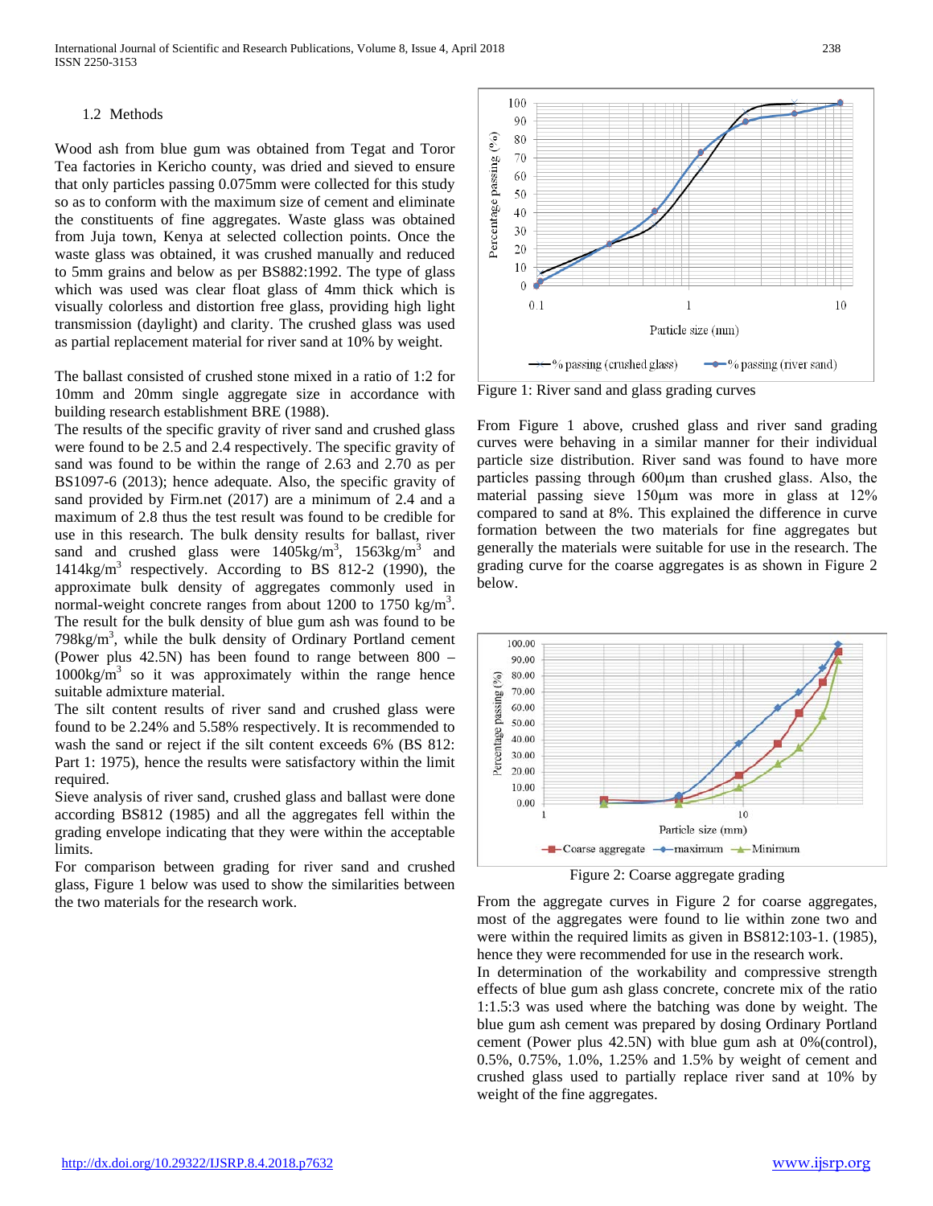### 1.2 Methods

Wood ash from blue gum was obtained from Tegat and Toror Tea factories in Kericho county, was dried and sieved to ensure that only particles passing 0.075mm were collected for this study so as to conform with the maximum size of cement and eliminate the constituents of fine aggregates. Waste glass was obtained from Juja town, Kenya at selected collection points. Once the waste glass was obtained, it was crushed manually and reduced to 5mm grains and below as per BS882:1992. The type of glass which was used was clear float glass of 4mm thick which is visually colorless and distortion free glass, providing high light transmission (daylight) and clarity. The crushed glass was used as partial replacement material for river sand at 10% by weight.

The ballast consisted of crushed stone mixed in a ratio of 1:2 for 10mm and 20mm single aggregate size in accordance with building research establishment BRE (1988).

The results of the specific gravity of river sand and crushed glass were found to be 2.5 and 2.4 respectively. The specific gravity of sand was found to be within the range of 2.63 and 2.70 as per BS1097-6 (2013); hence adequate. Also, the specific gravity of sand provided by Firm.net (2017) are a minimum of 2.4 and a maximum of 2.8 thus the test result was found to be credible for use in this research. The bulk density results for ballast, river sand and crushed glass were 1405kg/m$^3$, 1563kg/m$^3$ and 1414kg/m$^3$ respectively. According to BS 812-2 (1990), the approximate bulk density of aggregates commonly used in normal-weight concrete ranges from about 1200 to 1750 kg/m$^3$. The result for the bulk density of blue gum ash was found to be 798kg/m$^3$, while the bulk density of Ordinary Portland cement (Power plus 42.5N) has been found to range between 800 – 1000kg/m$^3$ so it was approximately within the range hence suitable admixture material.

The silt content results of river sand and crushed glass were found to be 2.24% and 5.58% respectively. It is recommended to wash the sand or reject if the silt content exceeds 6% (BS 812: Part 1: 1975), hence the results were satisfactory within the limit required.

Sieve analysis of river sand, crushed glass and ballast were done according BS812 (1985) and all the aggregates fell within the grading envelope indicating that they were within the acceptable limits.

For comparison between grading for river sand and crushed glass, Figure 1 below was used to show the similarities between the two materials for the research work.

Figure 1: River sand and glass grading curves

From Figure 1 above, crushed glass and river sand grading curves were behaving in a similar manner for their individual particle size distribution. River sand was found to have more particles passing through 600µm than crushed glass. Also, the material passing sieve 150µm was more in glass at 12% compared to sand at 8%. This explained the difference in curve formation between the two materials for fine aggregates but generally the materials were suitable for use in the research. The grading curve for the coarse aggregates is as shown in Figure 2 below.

Figure 2: Coarse aggregate grading

From the aggregate curves in Figure 2 for coarse aggregates, most of the aggregates were found to lie within zone two and were within the required limits as given in BS812:103-1. (1985), hence they were recommended for use in the research work.

In determination of the workability and compressive strength effects of blue gum ash glass concrete, concrete mix of the ratio 1:1.5:3 was used where the batching was done by weight. The blue gum ash cement was prepared by dosing Ordinary Portland cement (Power plus 42.5N) with blue gum ash at 0%(control), 0.5%, 0.75%, 1.0%, 1.25% and 1.5% by weight of cement and crushed glass used to partially replace river sand at 10% by weight of the fine aggregates.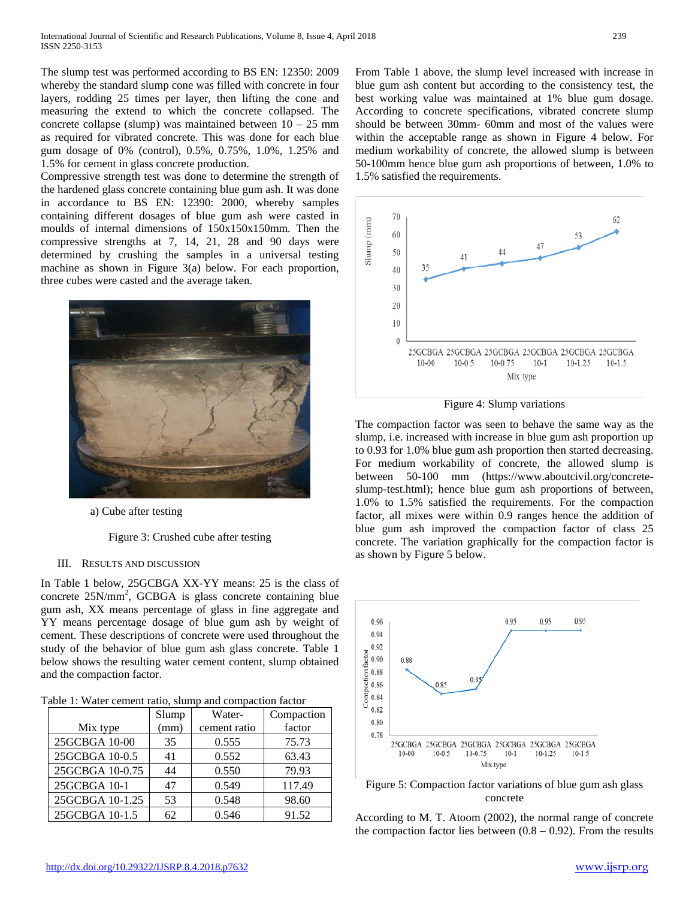The slump test was performed according to BS EN: 12350: 2009 whereby the standard slump cone was filled with concrete in four layers, rodding 25 times per layer, then lifting the cone and measuring the extend to which the concrete collapsed. The concrete collapse (slump) was maintained between 10 – 25 mm as required for vibrated concrete. This was done for each blue gum dosage of 0% (control), 0.5%, 0.75%, 1.0%, 1.25% and 1.5% for cement in glass concrete production.

Compressive strength test was done to determine the strength of the hardened glass concrete containing blue gum ash. It was done in accordance to BS EN: 12390: 2000, whereby samples containing different dosages of blue gum ash were casted in moulds of internal dimensions of 150x150x150mm. Then the compressive strengths at 7, 14, 21, 28 and 90 days were determined by crushing the samples in a universal testing machine as shown in Figure 3(a) below. For each proportion, three cubes were casted and the average taken.

a) Cube after testing

Figure 3: Crushed cube after testing

## III. Results and Discussion

In Table 1 below, 25GCBGA XX-YY means: 25 is the class of concrete 25N/mm$^2$, GCBGA is glass concrete containing blue gum ash, XX means percentage of glass in fine aggregate and YY means percentage dosage of blue gum ash by weight of cement. These descriptions of concrete were used throughout the study of the behavior of blue gum ash glass concrete. Table 1 below shows the resulting water cement content, slump obtained and the compaction factor.

Table 1: Water cement ratio, slump and compaction factor

| Mix type | Slump (mm) | Water-cement ratio | Compaction factor |
|---|---|---|---|
| 25GCBGA 10-00 | 35 | 0.555 | 75.73 |
| 25GCBGA 10-0.5 | 41 | 0.552 | 63.43 |
| 25GCBGA 10-0.75 | 44 | 0.550 | 79.93 |
| 25GCBGA 10-1 | 47 | 0.549 | 117.49 |
| 25GCBGA 10-1.25 | 53 | 0.548 | 98.60 |
| 25GCBGA 10-1.5 | 62 | 0.546 | 91.52 |

From Table 1 above, the slump level increased with increase in blue gum ash content but according to the consistency test, the best working value was maintained at 1% blue gum dosage. According to concrete specifications, vibrated concrete slump should be between 30mm- 60mm and most of the values were within the acceptable range as shown in Figure 4 below. For medium workability of concrete, the allowed slump is between 50-100mm hence blue gum ash proportions of between, 1.0% to 1.5% satisfied the requirements.

Figure 4: Slump variations

The compaction factor was seen to behave the same way as the slump, i.e. increased with increase in blue gum ash proportion up to 0.93 for 1.0% blue gum ash proportion then started decreasing. For medium workability of concrete, the allowed slump is between 50-100 mm (https://www.aboutcivil.org/concrete-slump-test.html); hence blue gum ash proportions of between, 1.0% to 1.5% satisfied the requirements. For the compaction factor, all mixes were within 0.9 ranges hence the addition of blue gum ash improved the compaction factor of class 25 concrete. The variation graphically for the compaction factor is as shown by Figure 5 below.

Figure 5: Compaction factor variations of blue gum ash glass concrete

According to M. T. Atoom (2002), the normal range of concrete the compaction factor lies between (0.8 – 0.92). From the results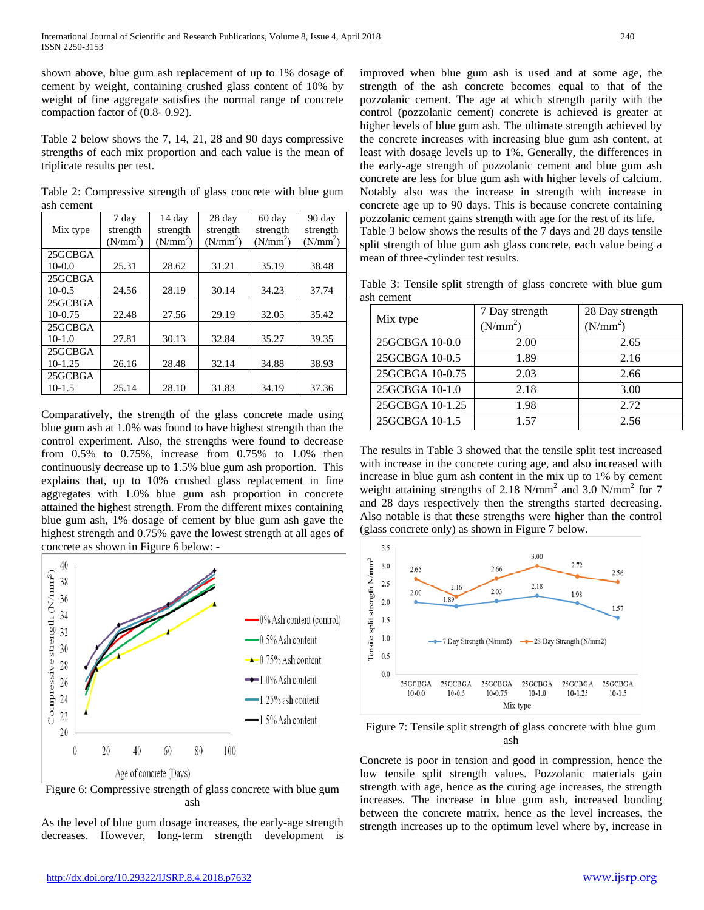shown above, blue gum ash replacement of up to 1% dosage of cement by weight, containing crushed glass content of 10% by weight of fine aggregate satisfies the normal range of concrete compaction factor of (0.8- 0.92).

Table 2 below shows the 7, 14, 21, 28 and 90 days compressive strengths of each mix proportion and each value is the mean of triplicate results per test.

Table 2: Compressive strength of glass concrete with blue gum ash cement

| Mix type | 7 day strength ($N/mm^2$) | 14 day strength ($N/mm^2$) | 28 day strength ($N/mm^2$) | 60 day strength ($N/mm^2$) | 90 day strength ($N/mm^2$) |
|---|---|---|---|---|---|
| 25GCBGA 10-0.0 | 25.31 | 28.62 | 31.21 | 35.19 | 38.48 |
| 25GCBGA 10-0.5 | 24.56 | 28.19 | 30.14 | 34.23 | 37.74 |
| 25GCBGA 10-0.75 | 22.48 | 27.56 | 29.19 | 32.05 | 35.42 |
| 25GCBGA 10-1.0 | 27.81 | 30.13 | 32.84 | 35.27 | 39.35 |
| 25GCBGA 10-1.25 | 26.16 | 28.48 | 32.14 | 34.88 | 38.93 |
| 25GCBGA 10-1.5 | 25.14 | 28.10 | 31.83 | 34.19 | 37.36 |

Comparatively, the strength of the glass concrete made using blue gum ash at 1.0% was found to have highest strength than the control experiment. Also, the strengths were found to decrease from 0.5% to 0.75%, increase from 0.75% to 1.0% then continuously decrease up to 1.5% blue gum ash proportion. This explains that, up to 10% crushed glass replacement in fine aggregates with 1.0% blue gum ash proportion in concrete attained the highest strength. From the different mixes containing blue gum ash, 1% dosage of cement by blue gum ash gave the highest strength and 0.75% gave the lowest strength at all ages of concrete as shown in Figure 6 below: -

Figure 6: Compressive strength of glass concrete with blue gum ash

As the level of blue gum dosage increases, the early-age strength decreases. However, long-term strength development is improved when blue gum ash is used and at some age, the strength of the ash concrete becomes equal to that of the pozzolanic cement. The age at which strength parity with the control (pozzolanic cement) concrete is achieved is greater at higher levels of blue gum ash. The ultimate strength achieved by the concrete increases with increasing blue gum ash content, at least with dosage levels up to 1%. Generally, the differences in the early-age strength of pozzolanic cement and blue gum ash concrete are less for blue gum ash with higher levels of calcium. Notably also was the increase in strength with increase in concrete age up to 90 days. This is because concrete containing pozzolanic cement gains strength with age for the rest of its life.
Table 3 below shows the results of the 7 days and 28 days tensile split strength of blue gum ash glass concrete, each value being a mean of three-cylinder test results.

Table 3: Tensile split strength of glass concrete with blue gum ash cement

| Mix type | 7 Day strength ($N/mm^2$) | 28 Day strength ($N/mm^2$) |
|---|---|---|
| 25GCBGA 10-0.0 | 2.00 | 2.65 |
| 25GCBGA 10-0.5 | 1.89 | 2.16 |
| 25GCBGA 10-0.75 | 2.03 | 2.66 |
| 25GCBGA 10-1.0 | 2.18 | 3.00 |
| 25GCBGA 10-1.25 | 1.98 | 2.72 |
| 25GCBGA 10-1.5 | 1.57 | 2.56 |

The results in Table 3 showed that the tensile split test increased with increase in the concrete curing age, and also increased with increase in blue gum ash content in the mix up to 1% by cement weight attaining strengths of 2.18 $N/mm^2$ and 3.0 $N/mm^2$ for 7 and 28 days respectively then the strengths started decreasing. Also notable is that these strengths were higher than the control (glass concrete only) as shown in Figure 7 below.

Figure 7: Tensile split strength of glass concrete with blue gum ash

Concrete is poor in tension and good in compression, hence the low tensile split strength values. Pozzolanic materials gain strength with age, hence as the curing age increases, the strength increases. The increase in blue gum ash, increased bonding between the concrete matrix, hence as the level increases, the strength increases up to the optimum level where by, increase in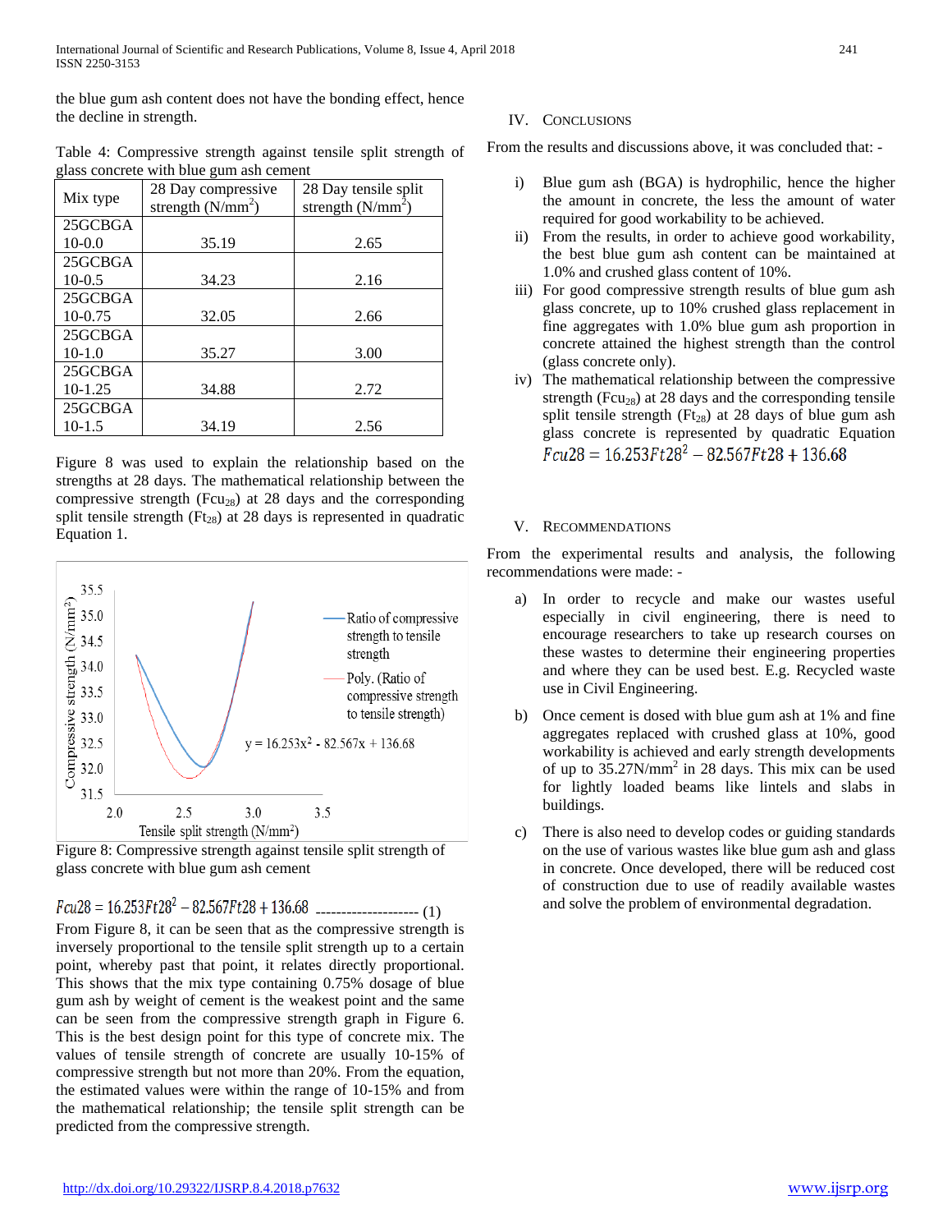the blue gum ash content does not have the bonding effect, hence the decline in strength.

Table 4: Compressive strength against tensile split strength of glass concrete with blue gum ash cement

| Mix type | 28 Day compressive strength (N/mm$^2$) | 28 Day tensile split strength (N/mm$^2$) |
|---|---|---|
| 25GCBGA 10-0.0 | 35.19 | 2.65 |
| 25GCBGA 10-0.5 | 34.23 | 2.16 |
| 25GCBGA 10-0.75 | 32.05 | 2.66 |
| 25GCBGA 10-1.0 | 35.27 | 3.00 |
| 25GCBGA 10-1.25 | 34.88 | 2.72 |
| 25GCBGA 10-1.5 | 34.19 | 2.56 |

Figure 8 was used to explain the relationship based on the strengths at 28 days. The mathematical relationship between the compressive strength ($Fcu_{28}$) at 28 days and the corresponding split tensile strength ($Ft_{28}$) at 28 days is represented in quadratic Equation 1.

Figure 8: Compressive strength against tensile split strength of glass concrete with blue gum ash cement

$$Fcu28 = 16.253Ft28^2 - 82.567Ft28 + 136.68 \quad (1)$$

From Figure 8, it can be seen that as the compressive strength is inversely proportional to the tensile split strength up to a certain point, whereby past that point, it relates directly proportional. This shows that the mix type containing 0.75% dosage of blue gum ash by weight of cement is the weakest point and the same can be seen from the compressive strength graph in Figure 6. This is the best design point for this type of concrete mix. The values of tensile strength of concrete are usually 10-15% of compressive strength but not more than 20%. From the equation, the estimated values were within the range of 10-15% and from the mathematical relationship; the tensile split strength can be predicted from the compressive strength.

## IV. Conclusions

From the results and discussions above, it was concluded that: -

i) Blue gum ash (BGA) is hydrophilic, hence the higher the amount in concrete, the less the amount of water required for good workability to be achieved.

ii) From the results, in order to achieve good workability, the best blue gum ash content can be maintained at 1.0% and crushed glass content of 10%.

iii) For good compressive strength results of blue gum ash glass concrete, up to 10% crushed glass replacement in fine aggregates with 1.0% blue gum ash proportion in concrete attained the highest strength than the control (glass concrete only).

iv) The mathematical relationship between the compressive strength ($Fcu_{28}$) at 28 days and the corresponding tensile split tensile strength ($Ft_{28}$) at 28 days of blue gum ash glass concrete is represented by quadratic Equation $Fcu28 = 16.253Ft28^2 - 82.567Ft28 + 136.68$

## V. Recommendations

From the experimental results and analysis, the following recommendations were made: -

a) In order to recycle and make our wastes useful especially in civil engineering, there is need to encourage researchers to take up research courses on these wastes to determine their engineering properties and where they can be used best. E.g. Recycled waste use in Civil Engineering.

b) Once cement is dosed with blue gum ash at 1% and fine aggregates replaced with crushed glass at 10%, good workability is achieved and early strength developments of up to 35.27N/mm$^2$ in 28 days. This mix can be used for lightly loaded beams like lintels and slabs in buildings.

c) There is also need to develop codes or guiding standards on the use of various wastes like blue gum ash and glass in concrete. Once developed, there will be reduced cost of construction due to use of readily available wastes and solve the problem of environmental degradation.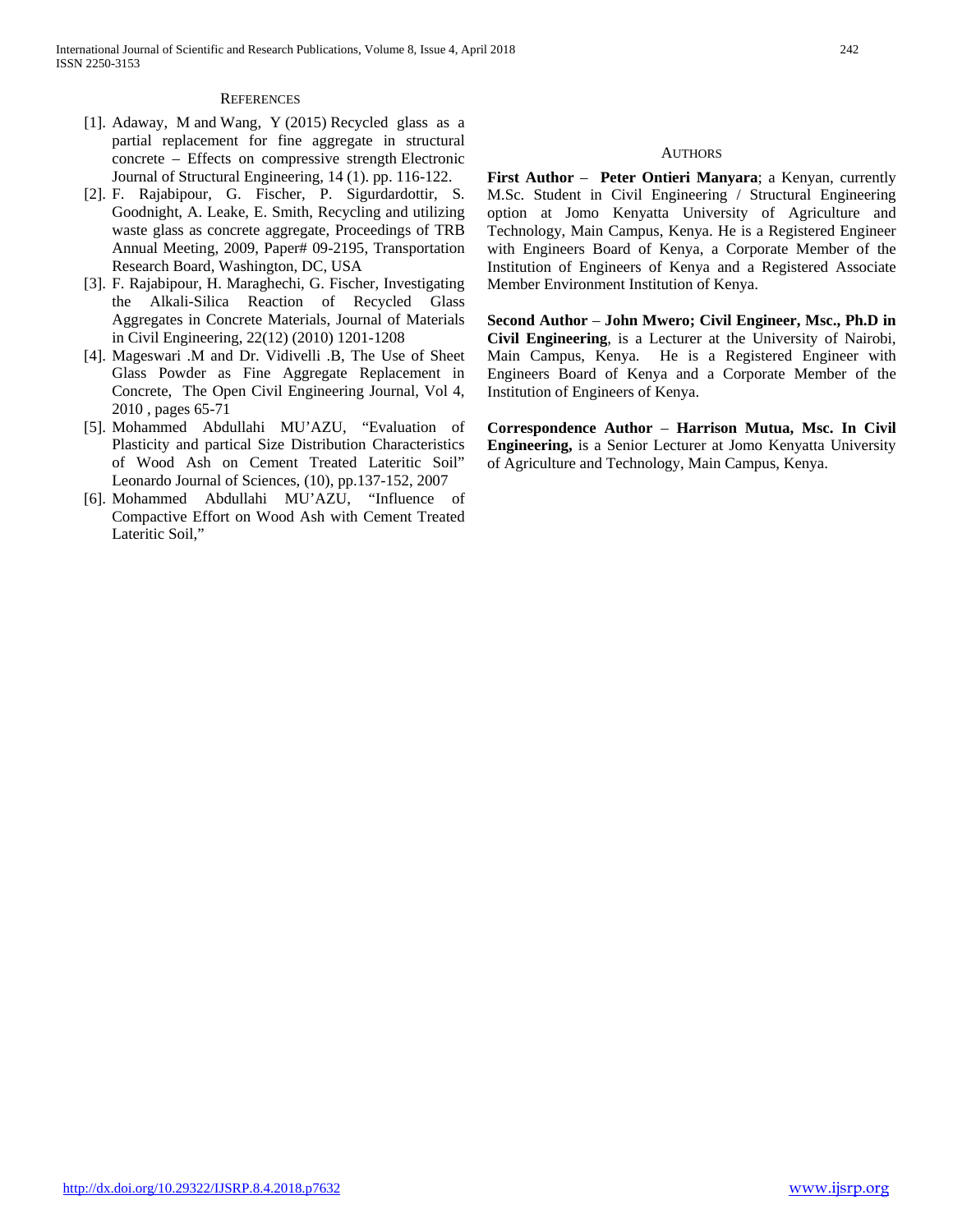## REFERENCES

[1]. Adaway, M and Wang, Y (2015) Recycled glass as a partial replacement for fine aggregate in structural concrete – Effects on compressive strength Electronic Journal of Structural Engineering, 14 (1). pp. 116-122.

[2]. F. Rajabipour, G. Fischer, P. Sigurdardottir, S. Goodnight, A. Leake, E. Smith, Recycling and utilizing waste glass as concrete aggregate, Proceedings of TRB Annual Meeting, 2009, Paper# 09-2195, Transportation Research Board, Washington, DC, USA

[3]. F. Rajabipour, H. Maraghechi, G. Fischer, Investigating the Alkali-Silica Reaction of Recycled Glass Aggregates in Concrete Materials, Journal of Materials in Civil Engineering, 22(12) (2010) 1201-1208

[4]. Mageswari .M and Dr. Vidivelli .B, The Use of Sheet Glass Powder as Fine Aggregate Replacement in Concrete, The Open Civil Engineering Journal, Vol 4, 2010 , pages 65-71

[5]. Mohammed Abdullahi MU'AZU, "Evaluation of Plasticity and partical Size Distribution Characteristics of Wood Ash on Cement Treated Lateritic Soil" Leonardo Journal of Sciences, (10), pp.137-152, 2007

[6]. Mohammed Abdullahi MU'AZU, "Influence of Compactive Effort on Wood Ash with Cement Treated Lateritic Soil,"

## AUTHORS

**First Author** – **Peter Ontieri Manyara**; a Kenyan, currently M.Sc. Student in Civil Engineering / Structural Engineering option at Jomo Kenyatta University of Agriculture and Technology, Main Campus, Kenya. He is a Registered Engineer with Engineers Board of Kenya, a Corporate Member of the Institution of Engineers of Kenya and a Registered Associate Member Environment Institution of Kenya.

**Second Author** – **John Mwero; Civil Engineer, Msc., Ph.D in Civil Engineering**, is a Lecturer at the University of Nairobi, Main Campus, Kenya. He is a Registered Engineer with Engineers Board of Kenya and a Corporate Member of the Institution of Engineers of Kenya.

**Correspondence Author** – **Harrison Mutua, Msc. In Civil Engineering,** is a Senior Lecturer at Jomo Kenyatta University of Agriculture and Technology, Main Campus, Kenya.